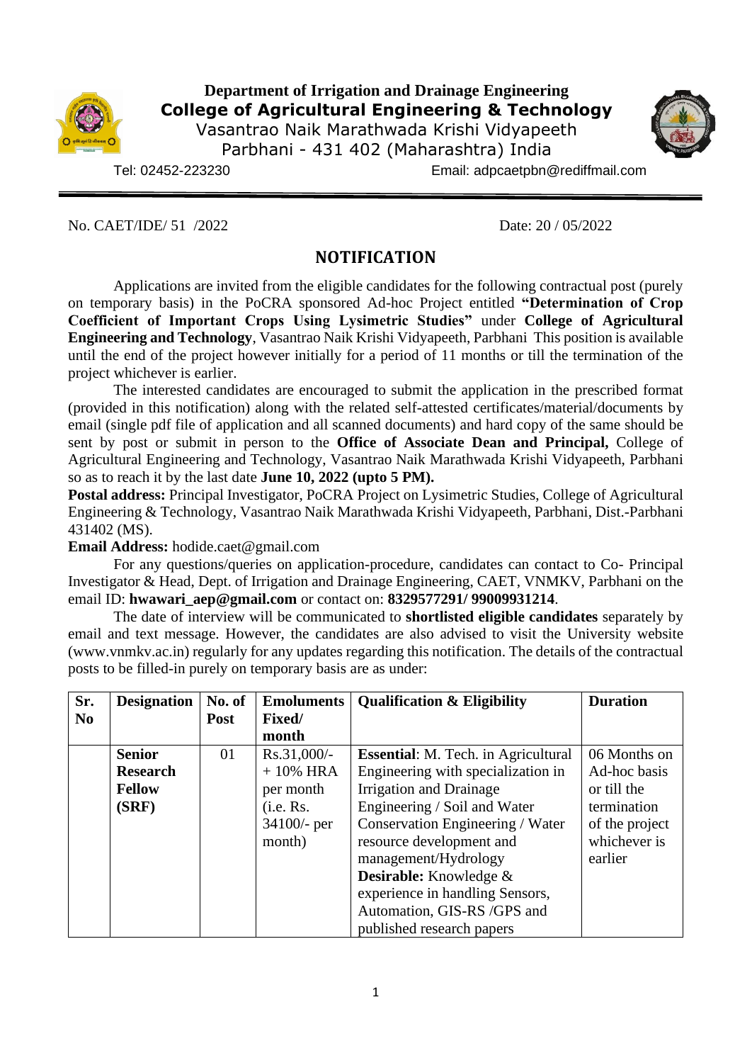**Department of Irrigation and Drainage Engineering**
**College of Agricultural Engineering & Technology**
Vasantrao Naik Marathwada Krishi Vidyapeeth
Parbhani - 431 402 (Maharashtra) India

Tel: 02452-223230  Email: adpcaetpbn@rediffmail.com

No. CAET/IDE/ 51 /2022  Date: 20 / 05/2022

## NOTIFICATION

Applications are invited from the eligible candidates for the following contractual post (purely on temporary basis) in the PoCRA sponsored Ad-hoc Project entitled **"Determination of Crop Coefficient of Important Crops Using Lysimetric Studies"** under **College of Agricultural Engineering and Technology**, Vasantrao Naik Krishi Vidyapeeth, Parbhani This position is available until the end of the project however initially for a period of 11 months or till the termination of the project whichever is earlier.

The interested candidates are encouraged to submit the application in the prescribed format (provided in this notification) along with the related self-attested certificates/material/documents by email (single pdf file of application and all scanned documents) and hard copy of the same should be sent by post or submit in person to the **Office of Associate Dean and Principal,** College of Agricultural Engineering and Technology, Vasantrao Naik Marathwada Krishi Vidyapeeth, Parbhani so as to reach it by the last date **June 10, 2022 (upto 5 PM).**

**Postal address:** Principal Investigator, PoCRA Project on Lysimetric Studies, College of Agricultural Engineering & Technology, Vasantrao Naik Marathwada Krishi Vidyapeeth, Parbhani, Dist.-Parbhani 431402 (MS).

**Email Address:** hodide.caet@gmail.com

For any questions/queries on application-procedure, candidates can contact to Co- Principal Investigator & Head, Dept. of Irrigation and Drainage Engineering, CAET, VNMKV, Parbhani on the email ID: **hwawari_aep@gmail.com** or contact on: **8329577291/ 99009931214**.

The date of interview will be communicated to **shortlisted eligible candidates** separately by email and text message. However, the candidates are also advised to visit the University website (www.vnmkv.ac.in) regularly for any updates regarding this notification. The details of the contractual posts to be filled-in purely on temporary basis are as under:

| Sr. No | Designation | No. of Post | Emoluments Fixed/ month | Qualification & Eligibility | Duration |
|---|---|---|---|---|---|
| | **Senior Research Fellow (SRF)** | 01 | Rs.31,000/- + 10% HRA per month (i.e. Rs. 34100/- per month) | **Essential**: M. Tech. in Agricultural Engineering with specialization in Irrigation and Drainage Engineering / Soil and Water Conservation Engineering / Water resource development and management/Hydrology<br>**Desirable:** Knowledge & experience in handling Sensors, Automation, GIS-RS /GPS and published research papers | 06 Months on Ad-hoc basis or till the termination of the project whichever is earlier |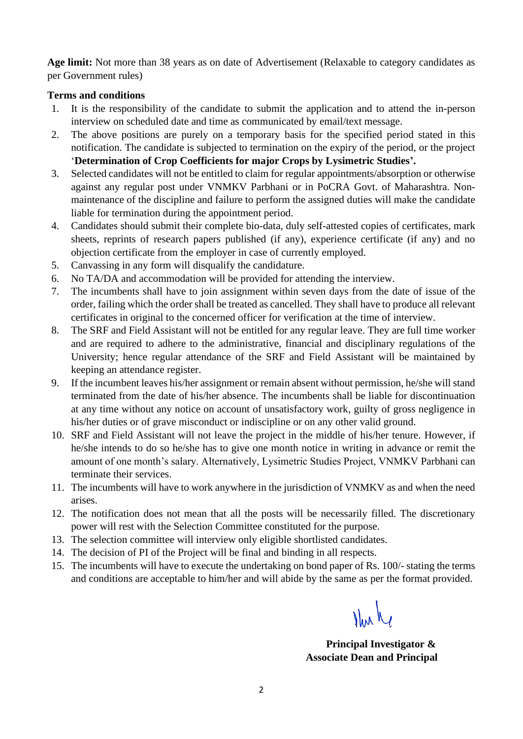**Age limit:** Not more than 38 years as on date of Advertisement (Relaxable to category candidates as per Government rules)

**Terms and conditions**

1. It is the responsibility of the candidate to submit the application and to attend the in-person interview on scheduled date and time as communicated by email/text message.
2. The above positions are purely on a temporary basis for the specified period stated in this notification. The candidate is subjected to termination on the expiry of the period, or the project '**Determination of Crop Coefficients for major Crops by Lysimetric Studies'.**
3. Selected candidates will not be entitled to claim for regular appointments/absorption or otherwise against any regular post under VNMKV Parbhani or in PoCRA Govt. of Maharashtra. Non-maintenance of the discipline and failure to perform the assigned duties will make the candidate liable for termination during the appointment period.
4. Candidates should submit their complete bio-data, duly self-attested copies of certificates, mark sheets, reprints of research papers published (if any), experience certificate (if any) and no objection certificate from the employer in case of currently employed.
5. Canvassing in any form will disqualify the candidature.
6. No TA/DA and accommodation will be provided for attending the interview.
7. The incumbents shall have to join assignment within seven days from the date of issue of the order, failing which the order shall be treated as cancelled. They shall have to produce all relevant certificates in original to the concerned officer for verification at the time of interview.
8. The SRF and Field Assistant will not be entitled for any regular leave. They are full time worker and are required to adhere to the administrative, financial and disciplinary regulations of the University; hence regular attendance of the SRF and Field Assistant will be maintained by keeping an attendance register.
9. If the incumbent leaves his/her assignment or remain absent without permission, he/she will stand terminated from the date of his/her absence. The incumbents shall be liable for discontinuation at any time without any notice on account of unsatisfactory work, guilty of gross negligence in his/her duties or of grave misconduct or indiscipline or on any other valid ground.
10. SRF and Field Assistant will not leave the project in the middle of his/her tenure. However, if he/she intends to do so he/she has to give one month notice in writing in advance or remit the amount of one month's salary. Alternatively, Lysimetric Studies Project, VNMKV Parbhani can terminate their services.
11. The incumbents will have to work anywhere in the jurisdiction of VNMKV as and when the need arises.
12. The notification does not mean that all the posts will be necessarily filled. The discretionary power will rest with the Selection Committee constituted for the purpose.
13. The selection committee will interview only eligible shortlisted candidates.
14. The decision of PI of the Project will be final and binding in all respects.
15. The incumbents will have to execute the undertaking on bond paper of Rs. 100/- stating the terms and conditions are acceptable to him/her and will abide by the same as per the format provided.

**Principal Investigator &**
**Associate Dean and Principal**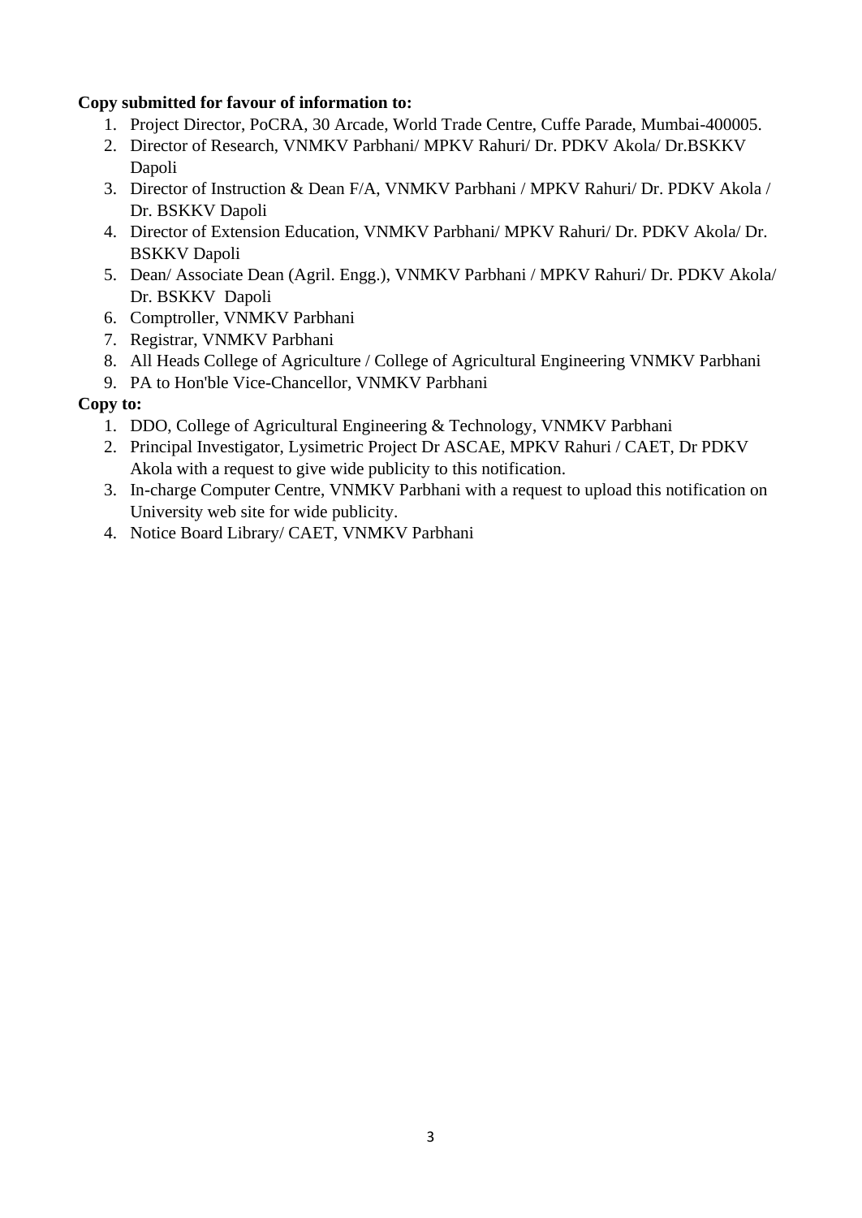**Copy submitted for favour of information to:**

1. Project Director, PoCRA, 30 Arcade, World Trade Centre, Cuffe Parade, Mumbai-400005.
2. Director of Research, VNMKV Parbhani/ MPKV Rahuri/ Dr. PDKV Akola/ Dr.BSKKV Dapoli
3. Director of Instruction & Dean F/A, VNMKV Parbhani / MPKV Rahuri/ Dr. PDKV Akola / Dr. BSKKV Dapoli
4. Director of Extension Education, VNMKV Parbhani/ MPKV Rahuri/ Dr. PDKV Akola/ Dr. BSKKV Dapoli
5. Dean/ Associate Dean (Agril. Engg.), VNMKV Parbhani / MPKV Rahuri/ Dr. PDKV Akola/ Dr. BSKKV Dapoli
6. Comptroller, VNMKV Parbhani
7. Registrar, VNMKV Parbhani
8. All Heads College of Agriculture / College of Agricultural Engineering VNMKV Parbhani
9. PA to Hon'ble Vice-Chancellor, VNMKV Parbhani

**Copy to:**

1. DDO, College of Agricultural Engineering & Technology, VNMKV Parbhani
2. Principal Investigator, Lysimetric Project Dr ASCAE, MPKV Rahuri / CAET, Dr PDKV Akola with a request to give wide publicity to this notification.
3. In-charge Computer Centre, VNMKV Parbhani with a request to upload this notification on University web site for wide publicity.
4. Notice Board Library/ CAET, VNMKV Parbhani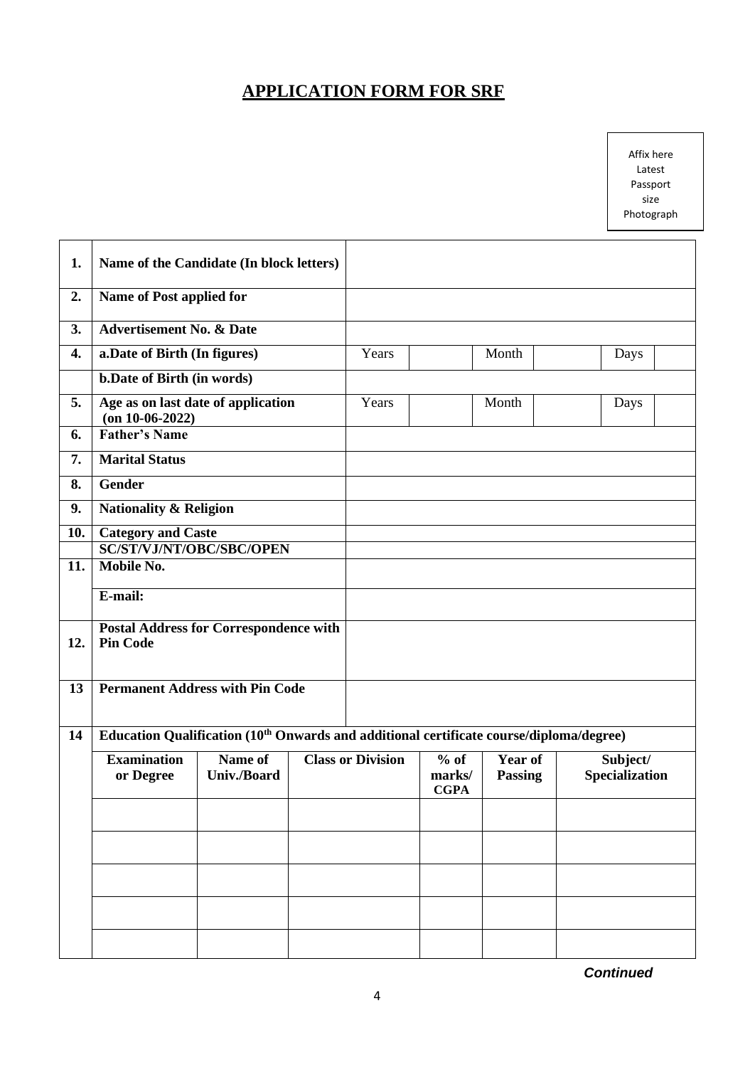# APPLICATION FORM FOR SRF

Affix here Latest Passport size Photograph

| | | | | | | | |
|---|---|---|---|---|---|---|---|
| **1.** | **Name of the Candidate (In block letters)** | | | | | | |
| **2.** | **Name of Post applied for** | | | | | | |
| **3.** | **Advertisement No. & Date** | | | | | | |
| **4.** | **a.Date of Birth (In figures)** | Years | | Month | | Days | |
| | **b.Date of Birth (in words)** | | | | | | |
| **5.** | **Age as on last date of application (on 10-06-2022)** | Years | | Month | | Days | |
| **6.** | **Father's Name** | | | | | | |
| **7.** | **Marital Status** | | | | | | |
| **8.** | **Gender** | | | | | | |
| **9.** | **Nationality & Religion** | | | | | | |
| **10.** | **Category and Caste** | | | | | | |
| | **SC/ST/VJ/NT/OBC/SBC/OPEN** | | | | | | |
| **11.** | **Mobile No.** | | | | | | |
| | **E-mail:** | | | | | | |
| **12.** | **Postal Address for Correspondence with Pin Code** | | | | | | |
| **13** | **Permanent Address with Pin Code** | | | | | | |

**14 Education Qualification (10th Onwards and additional certificate course/diploma/degree)**

| Examination or Degree | Name of Univ./Board | Class or Division | % of marks/ CGPA | Year of Passing | Subject/ Specialization |
|---|---|---|---|---|---|
| | | | | | |
| | | | | | |
| | | | | | |
| | | | | | |
| | | | | | |

***Continued***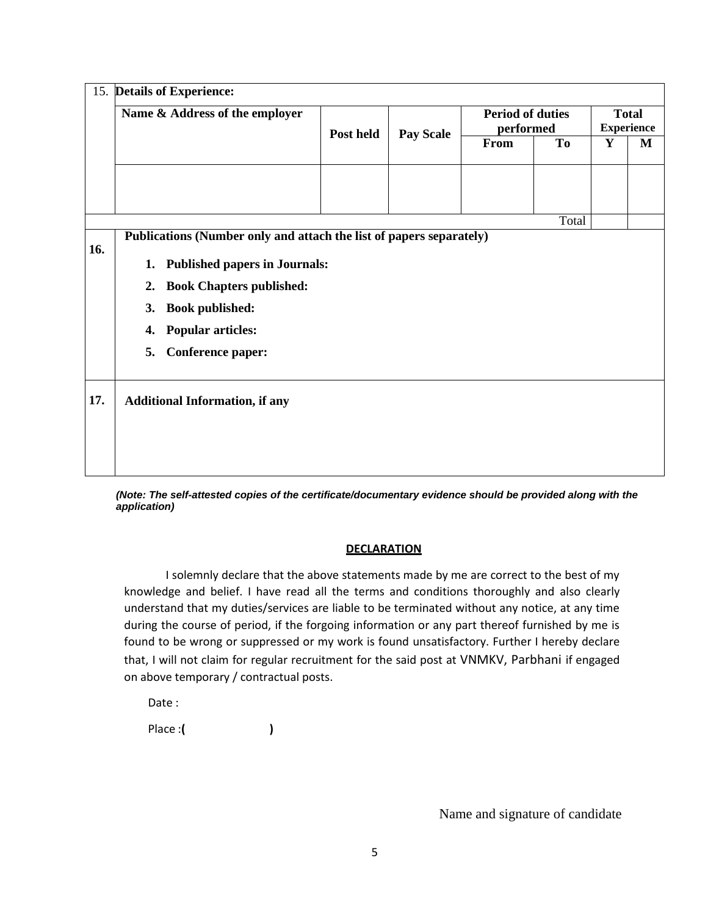15. **Details of Experience:**

| Name & Address of the employer | Post held | Pay Scale | Period of duties performed | | Total Experience | |
|---|---|---|---|---|---|---|
| | | | **From** | **To** | **Y** | **M** |
| | | | | | | |
| | | | | Total | | |

**16.** **Publications (Number only and attach the list of papers separately)**

1. **Published papers in Journals:**
2. **Book Chapters published:**
3. **Book published:**
4. **Popular articles:**
5. **Conference paper:**

**17.** **Additional Information, if any**

***(Note: The self-attested copies of the certificate/documentary evidence should be provided along with the application)***

**DECLARATION**

I solemnly declare that the above statements made by me are correct to the best of my knowledge and belief. I have read all the terms and conditions thoroughly and also clearly understand that my duties/services are liable to be terminated without any notice, at any time during the course of period, if the forgoing information or any part thereof furnished by me is found to be wrong or suppressed or my work is found unsatisfactory. Further I hereby declare that, I will not claim for regular recruitment for the said post at VNMKV, Parbhani if engaged on above temporary / contractual posts.

Date :

Place :**(                    )**

Name and signature of candidate